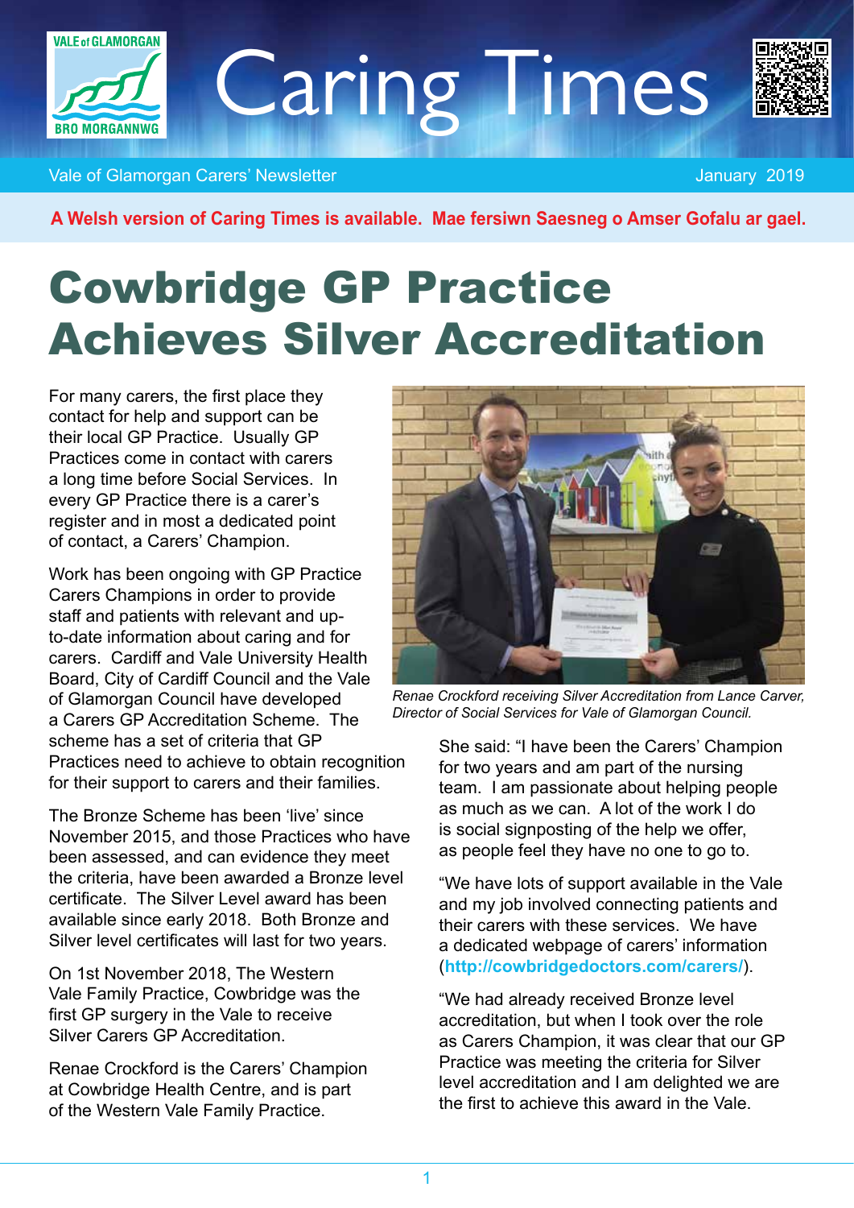# Caring Times

Vale of Glamorgan Carers' Newsletter

January 2019

**A Welsh version of Caring Times is available. Mae fersiwn Saesneg o Amser Gofalu ar gael.**

# Cowbridge GP Practice Achieves Silver Accreditation

For many carers, the first place they contact for help and support can be their local GP Practice. Usually GP Practices come in contact with carers a long time before Social Services. In every GP Practice there is a carer's register and in most a dedicated point of contact, a Carers' Champion.

Work has been ongoing with GP Practice Carers Champions in order to provide staff and patients with relevant and up-to-date information about caring and for carers. Cardiff and Vale University Health Board, City of Cardiff Council and the Vale of Glamorgan Council have developed a Carers GP Accreditation Scheme. The scheme has a set of criteria that GP Practices need to achieve to obtain recognition for their support to carers and their families.

The Bronze Scheme has been 'live' since November 2015, and those Practices who have been assessed, and can evidence they meet the criteria, have been awarded a Bronze level certificate. The Silver Level award has been available since early 2018. Both Bronze and Silver level certificates will last for two years.

On 1st November 2018, The Western Vale Family Practice, Cowbridge was the first GP surgery in the Vale to receive Silver Carers GP Accreditation.

Renae Crockford is the Carers' Champion at Cowbridge Health Centre, and is part of the Western Vale Family Practice.

*Renae Crockford receiving Silver Accreditation from Lance Carver, Director of Social Services for Vale of Glamorgan Council.*

She said: "I have been the Carers' Champion for two years and am part of the nursing team. I am passionate about helping people as much as we can. A lot of the work I do is social signposting of the help we offer, as people feel they have no one to go to.

"We have lots of support available in the Vale and my job involved connecting patients and their carers with these services. We have a dedicated webpage of carers' information (**http://cowbridgedoctors.com/carers/**).

"We had already received Bronze level accreditation, but when I took over the role as Carers Champion, it was clear that our GP Practice was meeting the criteria for Silver level accreditation and I am delighted we are the first to achieve this award in the Vale.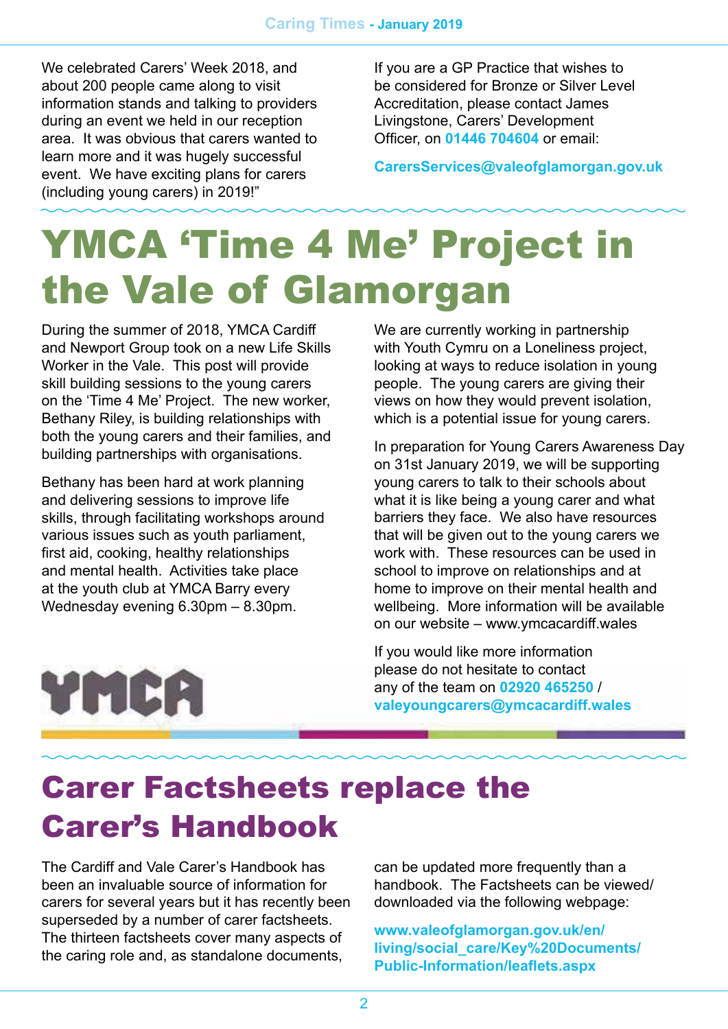We celebrated Carers' Week 2018, and about 200 people came along to visit information stands and talking to providers during an event we held in our reception area. It was obvious that carers wanted to learn more and it was hugely successful event. We have exciting plans for carers (including young carers) in 2019!"

If you are a GP Practice that wishes to be considered for Bronze or Silver Level Accreditation, please contact James Livingstone, Carers' Development Officer, on **01446 704604** or email:

**CarersServices@valeofglamorgan.gov.uk**

# YMCA 'Time 4 Me' Project in the Vale of Glamorgan

During the summer of 2018, YMCA Cardiff and Newport Group took on a new Life Skills Worker in the Vale. This post will provide skill building sessions to the young carers on the 'Time 4 Me' Project. The new worker, Bethany Riley, is building relationships with both the young carers and their families, and building partnerships with organisations.

Bethany has been hard at work planning and delivering sessions to improve life skills, through facilitating workshops around various issues such as youth parliament, first aid, cooking, healthy relationships and mental health. Activities take place at the youth club at YMCA Barry every Wednesday evening 6.30pm – 8.30pm.

We are currently working in partnership with Youth Cymru on a Loneliness project, looking at ways to reduce isolation in young people. The young carers are giving their views on how they would prevent isolation, which is a potential issue for young carers.

In preparation for Young Carers Awareness Day on 31st January 2019, we will be supporting young carers to talk to their schools about what it is like being a young carer and what barriers they face. We also have resources that will be given out to the young carers we work with. These resources can be used in school to improve on relationships and at home to improve on their mental health and wellbeing. More information will be available on our website – www.ymcacardiff.wales

If you would like more information please do not hesitate to contact any of the team on **02920 465250** / **valeyoungcarers@ymcacardiff.wales**

# Carer Factsheets replace the Carer's Handbook

The Cardiff and Vale Carer's Handbook has been an invaluable source of information for carers for several years but it has recently been superseded by a number of carer factsheets. The thirteen factsheets cover many aspects of the caring role and, as standalone documents, can be updated more frequently than a handbook. The Factsheets can be viewed/downloaded via the following webpage:

**www.valeofglamorgan.gov.uk/en/living/social_care/Key%20Documents/Public-Information/leaflets.aspx**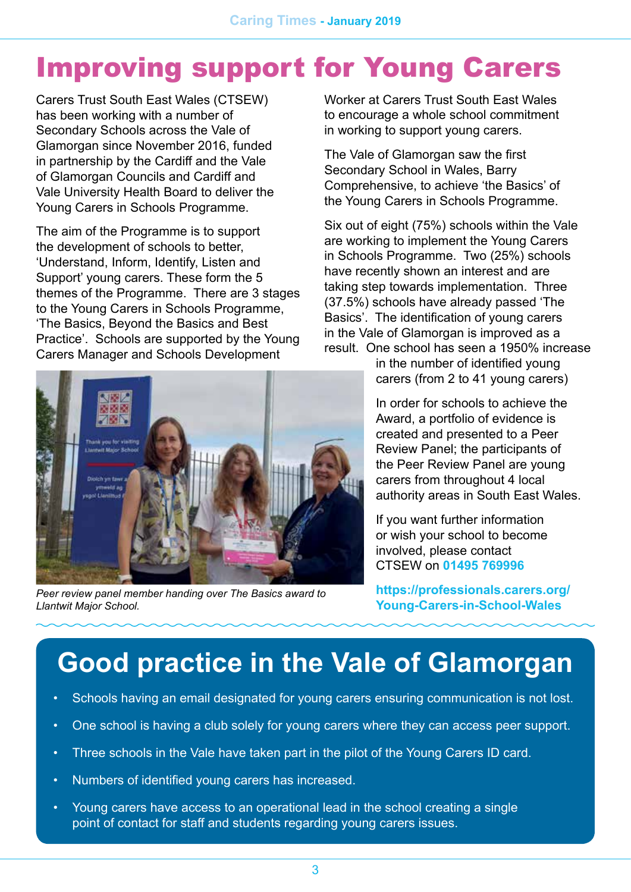# Improving support for Young Carers

Carers Trust South East Wales (CTSEW) has been working with a number of Secondary Schools across the Vale of Glamorgan since November 2016, funded in partnership by the Cardiff and the Vale of Glamorgan Councils and Cardiff and Vale University Health Board to deliver the Young Carers in Schools Programme.

The aim of the Programme is to support the development of schools to better, 'Understand, Inform, Identify, Listen and Support' young carers. These form the 5 themes of the Programme. There are 3 stages to the Young Carers in Schools Programme, 'The Basics, Beyond the Basics and Best Practice'. Schools are supported by the Young Carers Manager and Schools Development Worker at Carers Trust South East Wales to encourage a whole school commitment in working to support young carers.

The Vale of Glamorgan saw the first Secondary School in Wales, Barry Comprehensive, to achieve 'the Basics' of the Young Carers in Schools Programme.

Six out of eight (75%) schools within the Vale are working to implement the Young Carers in Schools Programme. Two (25%) schools have recently shown an interest and are taking step towards implementation. Three (37.5%) schools have already passed 'The Basics'. The identification of young carers in the Vale of Glamorgan is improved as a result. One school has seen a 1950% increase in the number of identified young carers (from 2 to 41 young carers)

*Peer review panel member handing over The Basics award to Llantwit Major School.*

In order for schools to achieve the Award, a portfolio of evidence is created and presented to a Peer Review Panel; the participants of the Peer Review Panel are young carers from throughout 4 local authority areas in South East Wales.

If you want further information or wish your school to become involved, please contact CTSEW on **01495 769996**

**https://professionals.carers.org/Young-Carers-in-School-Wales**

## Good practice in the Vale of Glamorgan

- Schools having an email designated for young carers ensuring communication is not lost.
- One school is having a club solely for young carers where they can access peer support.
- Three schools in the Vale have taken part in the pilot of the Young Carers ID card.
- Numbers of identified young carers has increased.
- Young carers have access to an operational lead in the school creating a single point of contact for staff and students regarding young carers issues.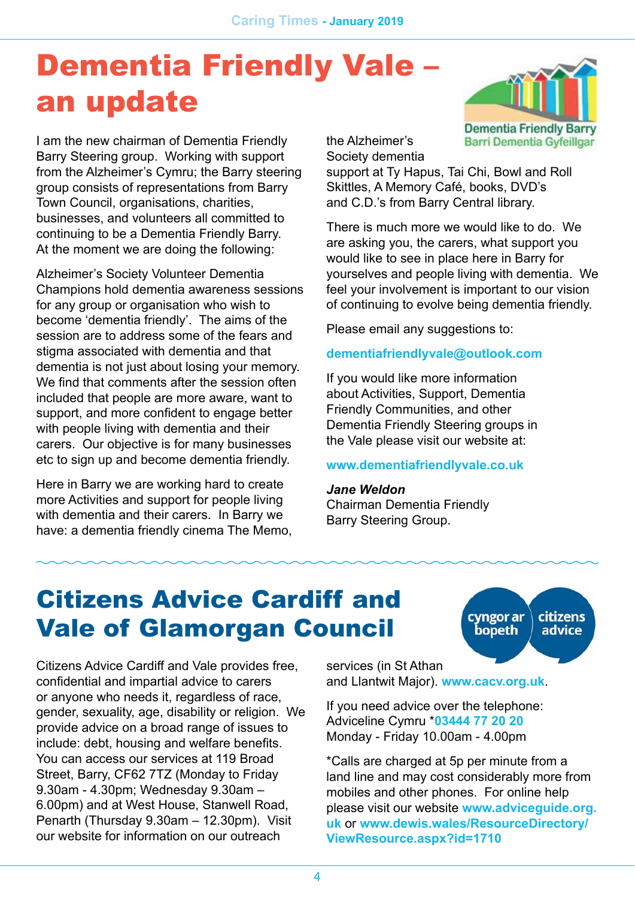# Dementia Friendly Vale – an update

I am the new chairman of Dementia Friendly Barry Steering group. Working with support from the Alzheimer's Cymru; the Barry steering group consists of representations from Barry Town Council, organisations, charities, businesses, and volunteers all committed to continuing to be a Dementia Friendly Barry. At the moment we are doing the following:

Alzheimer's Society Volunteer Dementia Champions hold dementia awareness sessions for any group or organisation who wish to become 'dementia friendly'. The aims of the session are to address some of the fears and stigma associated with dementia and that dementia is not just about losing your memory. We find that comments after the session often included that people are more aware, want to support, and more confident to engage better with people living with dementia and their carers. Our objective is for many businesses etc to sign up and become dementia friendly.

Here in Barry we are working hard to create more Activities and support for people living with dementia and their carers. In Barry we have: a dementia friendly cinema The Memo, the Alzheimer's Society dementia support at Ty Hapus, Tai Chi, Bowl and Roll Skittles, A Memory Café, books, DVD's and C.D.'s from Barry Central library.

There is much more we would like to do. We are asking you, the carers, what support you would like to see in place here in Barry for yourselves and people living with dementia. We feel your involvement is important to our vision of continuing to evolve being dementia friendly.

Please email any suggestions to:

**dementiafriendlyvale@outlook.com**

If you would like more information about Activities, Support, Dementia Friendly Communities, and other Dementia Friendly Steering groups in the Vale please visit our website at:

**www.dementiafriendlyvale.co.uk**

***Jane Weldon***
Chairman Dementia Friendly Barry Steering Group.

# Citizens Advice Cardiff and Vale of Glamorgan Council

Citizens Advice Cardiff and Vale provides free, confidential and impartial advice to carers or anyone who needs it, regardless of race, gender, sexuality, age, disability or religion. We provide advice on a broad range of issues to include: debt, housing and welfare benefits. You can access our services at 119 Broad Street, Barry, CF62 7TZ (Monday to Friday 9.30am - 4.30pm; Wednesday 9.30am – 6.00pm) and at West House, Stanwell Road, Penarth (Thursday 9.30am – 12.30pm). Visit our website for information on our outreach services (in St Athan and Llantwit Major). **www.cacv.org.uk**.

If you need advice over the telephone:
Adviceline Cymru ***03444 77 20 20**
Monday - Friday 10.00am - 4.00pm

*Calls are charged at 5p per minute from a land line and may cost considerably more from mobiles and other phones. For online help please visit our website **www.adviceguide.org.uk** or **www.dewis.wales/ResourceDirectory/ViewResource.aspx?id=1710**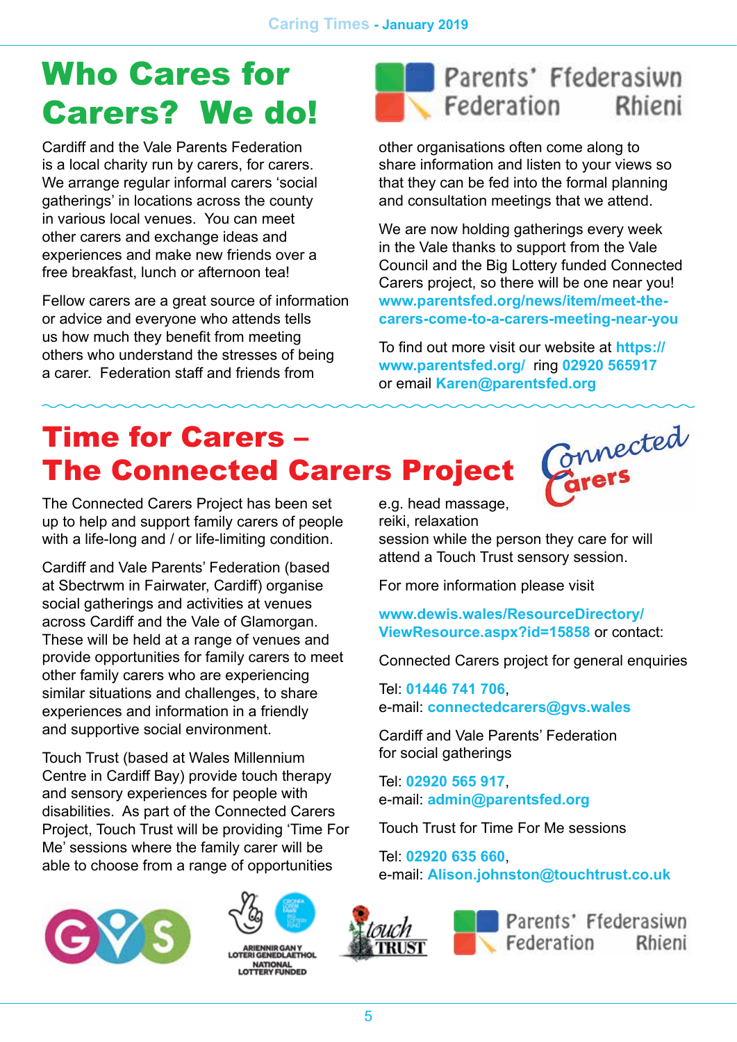# Who Cares for Carers? We do!

Parents' Federation Ffederasiwn Rhieni

Cardiff and the Vale Parents Federation is a local charity run by carers, for carers. We arrange regular informal carers 'social gatherings' in locations across the county in various local venues. You can meet other carers and exchange ideas and experiences and make new friends over a free breakfast, lunch or afternoon tea!

Fellow carers are a great source of information or advice and everyone who attends tells us how much they benefit from meeting others who understand the stresses of being a carer. Federation staff and friends from other organisations often come along to share information and listen to your views so that they can be fed into the formal planning and consultation meetings that we attend.

We are now holding gatherings every week in the Vale thanks to support from the Vale Council and the Big Lottery funded Connected Carers project, so there will be one near you! www.parentsfed.org/news/item/meet-the-carers-come-to-a-carers-meeting-near-you

To find out more visit our website at https://www.parentsfed.org/ ring 02920 565917 or email Karen@parentsfed.org

# Time for Carers – The Connected Carers Project

Connected Carers

The Connected Carers Project has been set up to help and support family carers of people with a life-long and / or life-limiting condition.

Cardiff and Vale Parents' Federation (based at Sbectrwm in Fairwater, Cardiff) organise social gatherings and activities at venues across Cardiff and the Vale of Glamorgan. These will be held at a range of venues and provide opportunities for family carers to meet other family carers who are experiencing similar situations and challenges, to share experiences and information in a friendly and supportive social environment.

Touch Trust (based at Wales Millennium Centre in Cardiff Bay) provide touch therapy and sensory experiences for people with disabilities. As part of the Connected Carers Project, Touch Trust will be providing 'Time For Me' sessions where the family carer will be able to choose from a range of opportunities e.g. head massage, reiki, relaxation session while the person they care for will attend a Touch Trust sensory session.

For more information please visit

www.dewis.wales/ResourceDirectory/ViewResource.aspx?id=15858 or contact:

Connected Carers project for general enquiries

Tel: 01446 741 706,
e-mail: connectedcarers@gvs.wales

Cardiff and Vale Parents' Federation for social gatherings

Tel: 02920 565 917,
e-mail: admin@parentsfed.org

Touch Trust for Time For Me sessions

Tel: 02920 635 660,
e-mail: Alison.johnston@touchtrust.co.uk

GVS | Ariennir gan y Loteri Genedlaethol / National Lottery Funded | Touch Trust | Parents' Federation Ffederasiwn Rhieni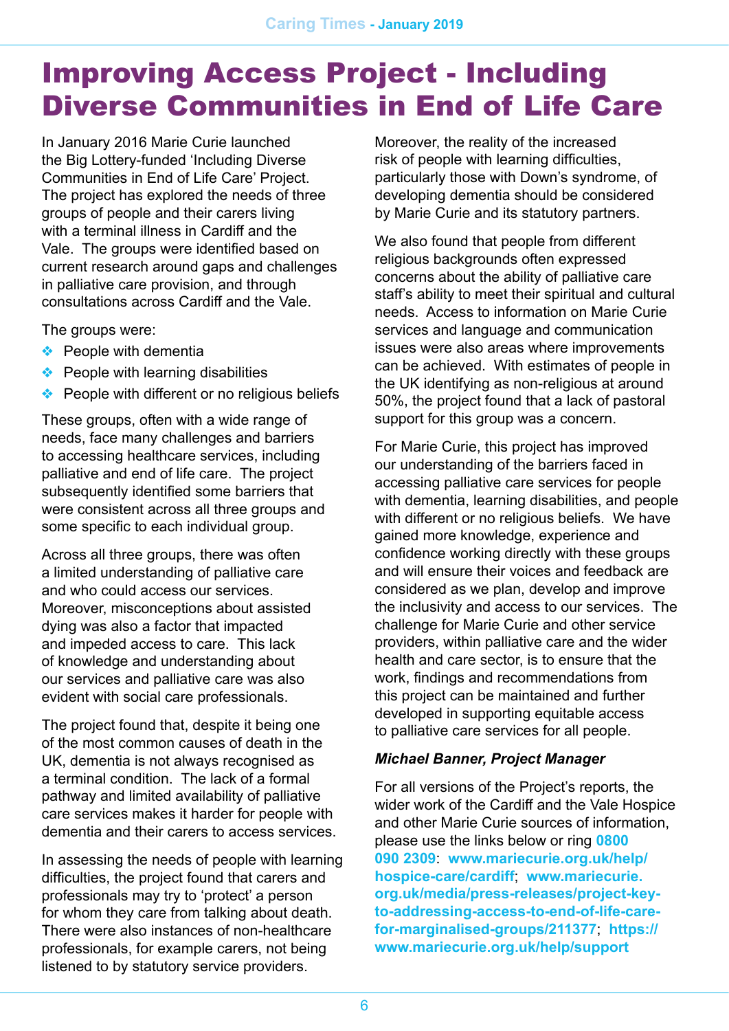# Improving Access Project - Including Diverse Communities in End of Life Care

In January 2016 Marie Curie launched the Big Lottery-funded 'Including Diverse Communities in End of Life Care' Project. The project has explored the needs of three groups of people and their carers living with a terminal illness in Cardiff and the Vale. The groups were identified based on current research around gaps and challenges in palliative care provision, and through consultations across Cardiff and the Vale.

The groups were:

- People with dementia
- People with learning disabilities
- People with different or no religious beliefs

These groups, often with a wide range of needs, face many challenges and barriers to accessing healthcare services, including palliative and end of life care. The project subsequently identified some barriers that were consistent across all three groups and some specific to each individual group.

Across all three groups, there was often a limited understanding of palliative care and who could access our services. Moreover, misconceptions about assisted dying was also a factor that impacted and impeded access to care. This lack of knowledge and understanding about our services and palliative care was also evident with social care professionals.

The project found that, despite it being one of the most common causes of death in the UK, dementia is not always recognised as a terminal condition. The lack of a formal pathway and limited availability of palliative care services makes it harder for people with dementia and their carers to access services.

In assessing the needs of people with learning difficulties, the project found that carers and professionals may try to 'protect' a person for whom they care from talking about death. There were also instances of non-healthcare professionals, for example carers, not being listened to by statutory service providers.

Moreover, the reality of the increased risk of people with learning difficulties, particularly those with Down's syndrome, of developing dementia should be considered by Marie Curie and its statutory partners.

We also found that people from different religious backgrounds often expressed concerns about the ability of palliative care staff's ability to meet their spiritual and cultural needs. Access to information on Marie Curie services and language and communication issues were also areas where improvements can be achieved. With estimates of people in the UK identifying as non-religious at around 50%, the project found that a lack of pastoral support for this group was a concern.

For Marie Curie, this project has improved our understanding of the barriers faced in accessing palliative care services for people with dementia, learning disabilities, and people with different or no religious beliefs. We have gained more knowledge, experience and confidence working directly with these groups and will ensure their voices and feedback are considered as we plan, develop and improve the inclusivity and access to our services. The challenge for Marie Curie and other service providers, within palliative care and the wider health and care sector, is to ensure that the work, findings and recommendations from this project can be maintained and further developed in supporting equitable access to palliative care services for all people.

***Michael Banner, Project Manager***

For all versions of the Project's reports, the wider work of the Cardiff and the Vale Hospice and other Marie Curie sources of information, please use the links below or ring **0800 090 2309**: **www.mariecurie.org.uk/help/hospice-care/cardiff**; **www.mariecurie.org.uk/media/press-releases/project-key-to-addressing-access-to-end-of-life-care-for-marginalised-groups/211377**; **https://www.mariecurie.org.uk/help/support**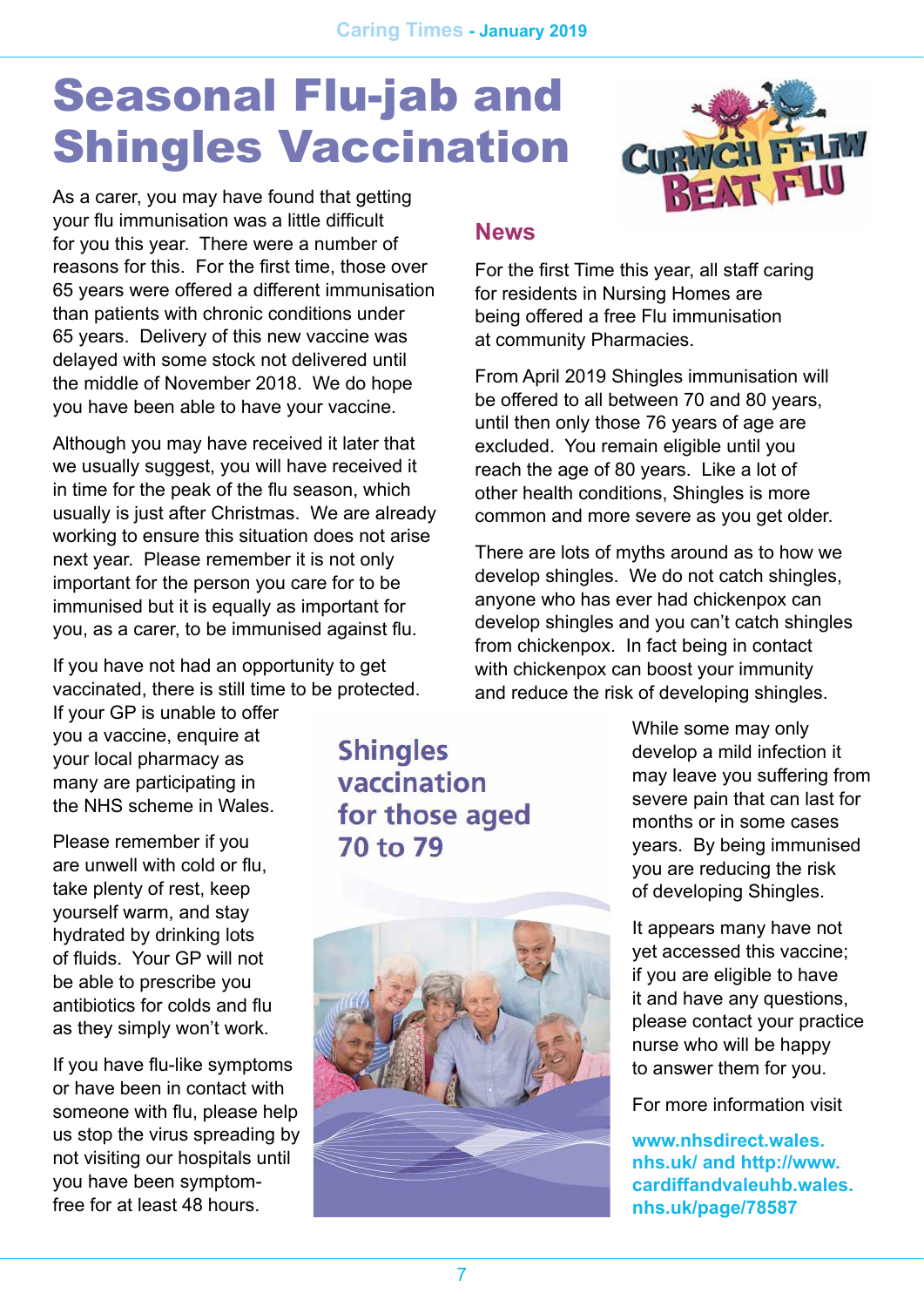# Seasonal Flu-jab and Shingles Vaccination

As a carer, you may have found that getting your flu immunisation was a little difficult for you this year. There were a number of reasons for this. For the first time, those over 65 years were offered a different immunisation than patients with chronic conditions under 65 years. Delivery of this new vaccine was delayed with some stock not delivered until the middle of November 2018. We do hope you have been able to have your vaccine.

Although you may have received it later that we usually suggest, you will have received it in time for the peak of the flu season, which usually is just after Christmas. We are already working to ensure this situation does not arise next year. Please remember it is not only important for the person you care for to be immunised but it is equally as important for you, as a carer, to be immunised against flu.

If you have not had an opportunity to get vaccinated, there is still time to be protected. If your GP is unable to offer you a vaccine, enquire at your local pharmacy as many are participating in the NHS scheme in Wales.

Please remember if you are unwell with cold or flu, take plenty of rest, keep yourself warm, and stay hydrated by drinking lots of fluids. Your GP will not be able to prescribe you antibiotics for colds and flu as they simply won't work.

If you have flu-like symptoms or have been in contact with someone with flu, please help us stop the virus spreading by not visiting our hospitals until you have been symptom-free for at least 48 hours.

## News

For the first Time this year, all staff caring for residents in Nursing Homes are being offered a free Flu immunisation at community Pharmacies.

From April 2019 Shingles immunisation will be offered to all between 70 and 80 years, until then only those 76 years of age are excluded. You remain eligible until you reach the age of 80 years. Like a lot of other health conditions, Shingles is more common and more severe as you get older.

There are lots of myths around as to how we develop shingles. We do not catch shingles, anyone who has ever had chickenpox can develop shingles and you can't catch shingles from chickenpox. In fact being in contact with chickenpox can boost your immunity and reduce the risk of developing shingles.

While some may only develop a mild infection it may leave you suffering from severe pain that can last for months or in some cases years. By being immunised you are reducing the risk of developing Shingles.

It appears many have not yet accessed this vaccine; if you are eligible to have it and have any questions, please contact your practice nurse who will be happy to answer them for you.

For more information visit

**www.nhsdirect.wales.nhs.uk/ and http://www.cardiffandvaleuhb.wales.nhs.uk/page/78587**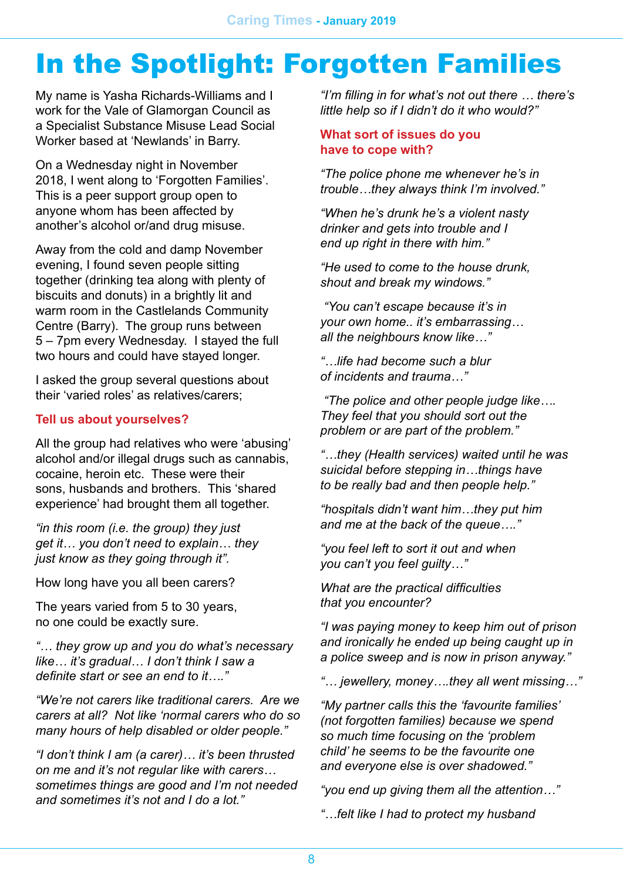# In the Spotlight: Forgotten Families

My name is Yasha Richards-Williams and I work for the Vale of Glamorgan Council as a Specialist Substance Misuse Lead Social Worker based at 'Newlands' in Barry.

On a Wednesday night in November 2018, I went along to 'Forgotten Families'. This is a peer support group open to anyone whom has been affected by another's alcohol or/and drug misuse.

Away from the cold and damp November evening, I found seven people sitting together (drinking tea along with plenty of biscuits and donuts) in a brightly lit and warm room in the Castlelands Community Centre (Barry). The group runs between 5 – 7pm every Wednesday. I stayed the full two hours and could have stayed longer.

I asked the group several questions about their 'varied roles' as relatives/carers;

## Tell us about yourselves?

All the group had relatives who were 'abusing' alcohol and/or illegal drugs such as cannabis, cocaine, heroin etc. These were their sons, husbands and brothers. This 'shared experience' had brought them all together.

*"in this room (i.e. the group) they just get it… you don't need to explain… they just know as they going through it".*

How long have you all been carers?

The years varied from 5 to 30 years, no one could be exactly sure.

*"… they grow up and you do what's necessary like… it's gradual… I don't think I saw a definite start or see an end to it…."*

*"We're not carers like traditional carers. Are we carers at all? Not like 'normal carers who do so many hours of help disabled or older people."*

*"I don't think I am (a carer)… it's been thrusted on me and it's not regular like with carers… sometimes things are good and I'm not needed and sometimes it's not and I do a lot."*

*"I'm filling in for what's not out there … there's little help so if I didn't do it who would?"*

## What sort of issues do you have to cope with?

*"The police phone me whenever he's in trouble…they always think I'm involved."*

*"When he's drunk he's a violent nasty drinker and gets into trouble and I end up right in there with him."*

*"He used to come to the house drunk, shout and break my windows."*

*"You can't escape because it's in your own home.. it's embarrassing… all the neighbours know like…"*

*"…life had become such a blur of incidents and trauma…"*

*"The police and other people judge like…. They feel that you should sort out the problem or are part of the problem."*

*"…they (Health services) waited until he was suicidal before stepping in…things have to be really bad and then people help."*

*"hospitals didn't want him…they put him and me at the back of the queue…."*

*"you feel left to sort it out and when you can't you feel guilty…"*

*What are the practical difficulties that you encounter?*

*"I was paying money to keep him out of prison and ironically he ended up being caught up in a police sweep and is now in prison anyway."*

*"… jewellery, money….they all went missing…"*

*"My partner calls this the 'favourite families' (not forgotten families) because we spend so much time focusing on the 'problem child' he seems to be the favourite one and everyone else is over shadowed."*

*"you end up giving them all the attention…"*

*"…felt like I had to protect my husband*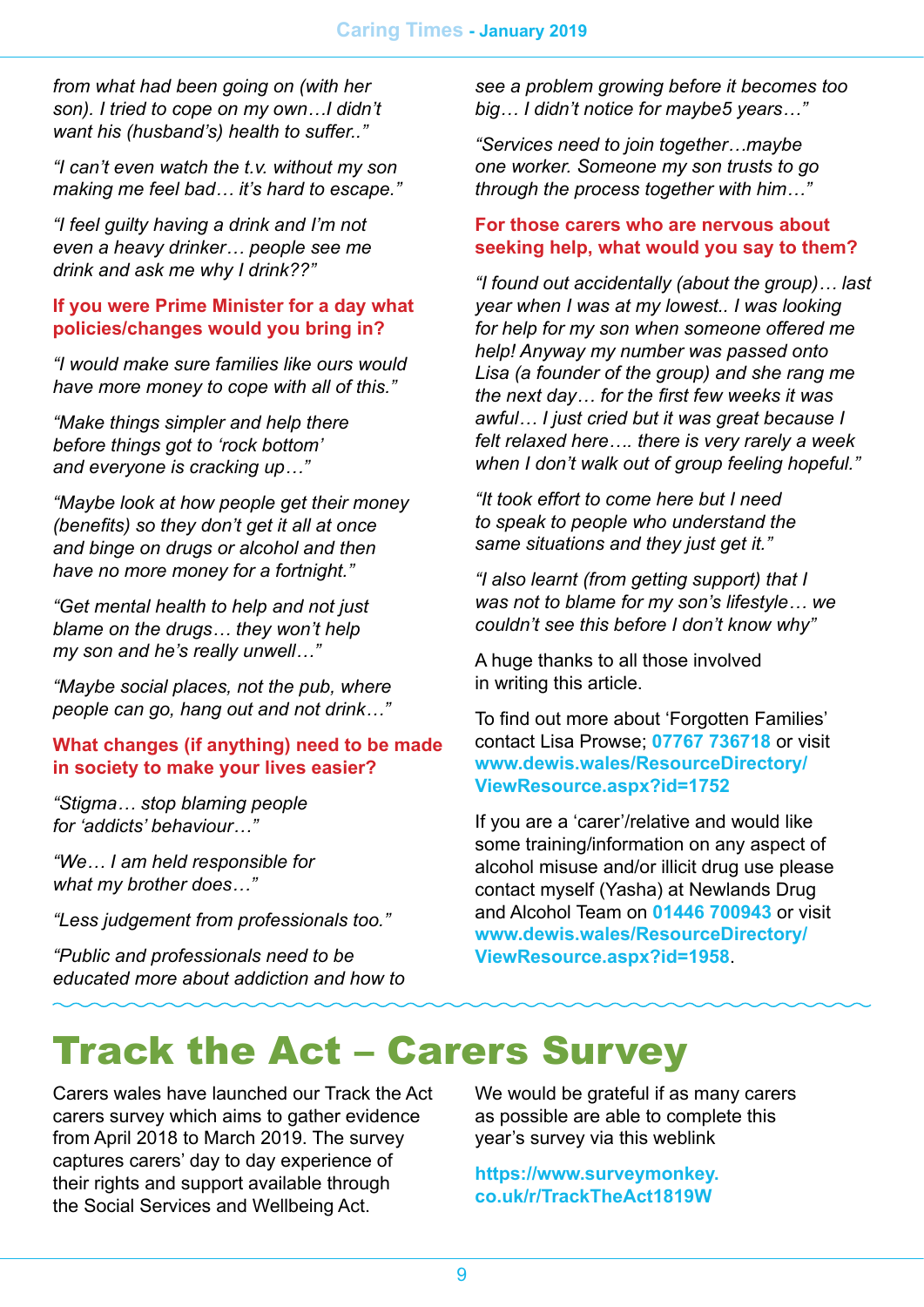*from what had been going on (with her son). I tried to cope on my own…I didn't want his (husband's) health to suffer..”*

*“I can't even watch the t.v. without my son making me feel bad… it's hard to escape.”*

*“I feel guilty having a drink and I'm not even a heavy drinker… people see me drink and ask me why I drink??”*

**If you were Prime Minister for a day what policies/changes would you bring in?**

*“I would make sure families like ours would have more money to cope with all of this.”*

*“Make things simpler and help there before things got to ‘rock bottom’ and everyone is cracking up…”*

*“Maybe look at how people get their money (benefits) so they don't get it all at once and binge on drugs or alcohol and then have no more money for a fortnight.”*

*“Get mental health to help and not just blame on the drugs… they won't help my son and he's really unwell…”*

*“Maybe social places, not the pub, where people can go, hang out and not drink…”*

**What changes (if anything) need to be made in society to make your lives easier?**

*“Stigma… stop blaming people for ‘addicts' behaviour…”*

*“We… I am held responsible for what my brother does…”*

*“Less judgement from professionals too.”*

*“Public and professionals need to be educated more about addiction and how to see a problem growing before it becomes too big… I didn't notice for maybe5 years…”*

*“Services need to join together…maybe one worker. Someone my son trusts to go through the process together with him…”*

**For those carers who are nervous about seeking help, what would you say to them?**

*“I found out accidentally (about the group)… last year when I was at my lowest.. I was looking for help for my son when someone offered me help! Anyway my number was passed onto Lisa (a founder of the group) and she rang me the next day… for the first few weeks it was awful… I just cried but it was great because I felt relaxed here…. there is very rarely a week when I don't walk out of group feeling hopeful.”*

*“It took effort to come here but I need to speak to people who understand the same situations and they just get it.”*

*“I also learnt (from getting support) that I was not to blame for my son's lifestyle… we couldn't see this before I don't know why”*

A huge thanks to all those involved in writing this article.

To find out more about ‘Forgotten Families' contact Lisa Prowse; **07767 736718** or visit **www.dewis.wales/ResourceDirectory/ViewResource.aspx?id=1752**

If you are a ‘carer'/relative and would like some training/information on any aspect of alcohol misuse and/or illicit drug use please contact myself (Yasha) at Newlands Drug and Alcohol Team on **01446 700943** or visit **www.dewis.wales/ResourceDirectory/ViewResource.aspx?id=1958**.

# Track the Act – Carers Survey

Carers wales have launched our Track the Act carers survey which aims to gather evidence from April 2018 to March 2019. The survey captures carers' day to day experience of their rights and support available through the Social Services and Wellbeing Act.

We would be grateful if as many carers as possible are able to complete this year's survey via this weblink

**https://www.surveymonkey.co.uk/r/TrackTheAct1819W**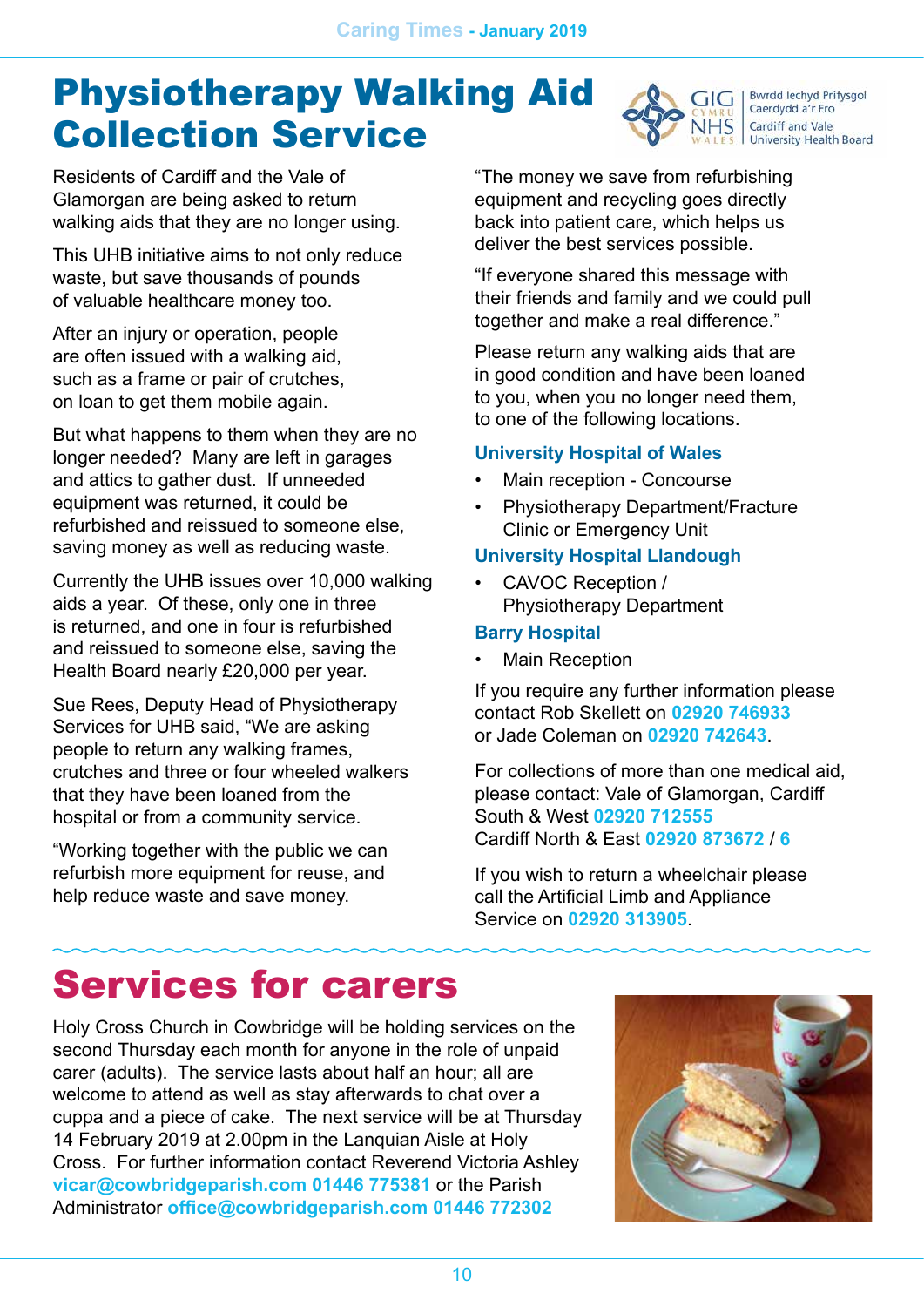# Physiotherapy Walking Aid Collection Service

Residents of Cardiff and the Vale of Glamorgan are being asked to return walking aids that they are no longer using.

This UHB initiative aims to not only reduce waste, but save thousands of pounds of valuable healthcare money too.

After an injury or operation, people are often issued with a walking aid, such as a frame or pair of crutches, on loan to get them mobile again.

But what happens to them when they are no longer needed? Many are left in garages and attics to gather dust. If unneeded equipment was returned, it could be refurbished and reissued to someone else, saving money as well as reducing waste.

Currently the UHB issues over 10,000 walking aids a year. Of these, only one in three is returned, and one in four is refurbished and reissued to someone else, saving the Health Board nearly £20,000 per year.

Sue Rees, Deputy Head of Physiotherapy Services for UHB said, "We are asking people to return any walking frames, crutches and three or four wheeled walkers that they have been loaned from the hospital or from a community service.

"Working together with the public we can refurbish more equipment for reuse, and help reduce waste and save money.

"The money we save from refurbishing equipment and recycling goes directly back into patient care, which helps us deliver the best services possible.

"If everyone shared this message with their friends and family and we could pull together and make a real difference."

Please return any walking aids that are in good condition and have been loaned to you, when you no longer need them, to one of the following locations.

### University Hospital of Wales

- Main reception - Concourse
- Physiotherapy Department/Fracture Clinic or Emergency Unit

### University Hospital Llandough

- CAVOC Reception / Physiotherapy Department

### Barry Hospital

- Main Reception

If you require any further information please contact Rob Skellett on **02920 746933** or Jade Coleman on **02920 742643**.

For collections of more than one medical aid, please contact: Vale of Glamorgan, Cardiff South & West **02920 712555**
Cardiff North & East **02920 873672 / 6**

If you wish to return a wheelchair please call the Artificial Limb and Appliance Service on **02920 313905**.

# Services for carers

Holy Cross Church in Cowbridge will be holding services on the second Thursday each month for anyone in the role of unpaid carer (adults). The service lasts about half an hour; all are welcome to attend as well as stay afterwards to chat over a cuppa and a piece of cake. The next service will be at Thursday 14 February 2019 at 2.00pm in the Lanquian Aisle at Holy Cross. For further information contact Reverend Victoria Ashley **vicar@cowbridgeparish.com 01446 775381** or the Parish Administrator **office@cowbridgeparish.com 01446 772302**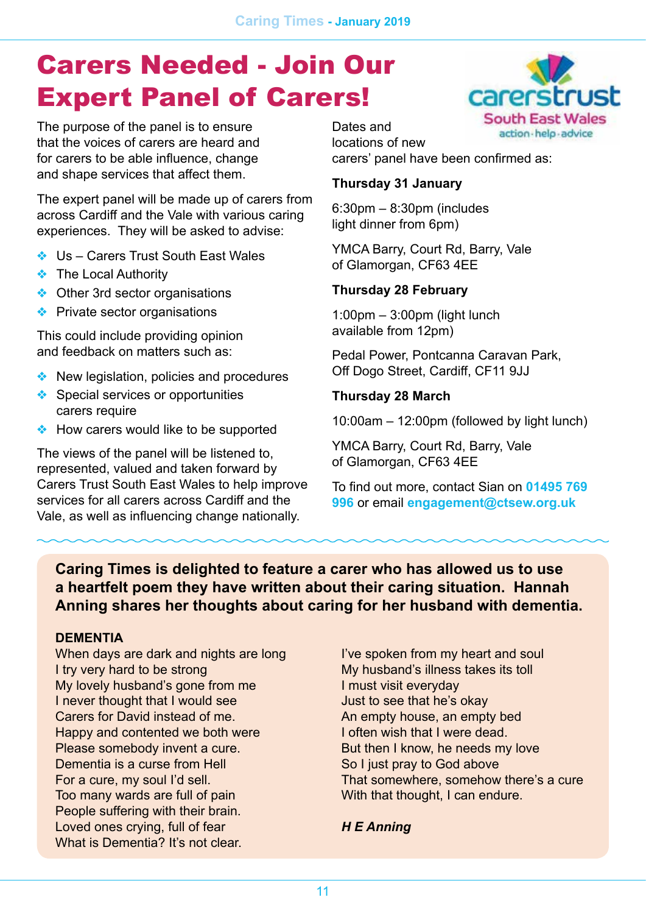# Carers Needed - Join Our Expert Panel of Carers!

carerstrust South East Wales action·help·advice

The purpose of the panel is to ensure that the voices of carers are heard and for carers to be able influence, change and shape services that affect them.

The expert panel will be made up of carers from across Cardiff and the Vale with various caring experiences. They will be asked to advise:

- Us – Carers Trust South East Wales
- The Local Authority
- Other 3rd sector organisations
- Private sector organisations

This could include providing opinion and feedback on matters such as:

- New legislation, policies and procedures
- Special services or opportunities carers require
- How carers would like to be supported

The views of the panel will be listened to, represented, valued and taken forward by Carers Trust South East Wales to help improve services for all carers across Cardiff and the Vale, as well as influencing change nationally.

Dates and locations of new carers' panel have been confirmed as:

**Thursday 31 January**

6:30pm – 8:30pm (includes light dinner from 6pm)

YMCA Barry, Court Rd, Barry, Vale of Glamorgan, CF63 4EE

**Thursday 28 February**

1:00pm – 3:00pm (light lunch available from 12pm)

Pedal Power, Pontcanna Caravan Park, Off Dogo Street, Cardiff, CF11 9JJ

**Thursday 28 March**

10:00am – 12:00pm (followed by light lunch)

YMCA Barry, Court Rd, Barry, Vale of Glamorgan, CF63 4EE

To find out more, contact Sian on **01495 769 996** or email **engagement@ctsew.org.uk**

---

**Caring Times is delighted to feature a carer who has allowed us to use a heartfelt poem they have written about their caring situation. Hannah Anning shares her thoughts about caring for her husband with dementia.**

**DEMENTIA**

When days are dark and nights are long  
I try very hard to be strong  
My lovely husband's gone from me  
I never thought that I would see  
Carers for David instead of me.  
Happy and contented we both were  
Please somebody invent a cure.  
Dementia is a curse from Hell  
For a cure, my soul I'd sell.  
Too many wards are full of pain  
People suffering with their brain.  
Loved ones crying, full of fear  
What is Dementia? It's not clear.

I've spoken from my heart and soul  
My husband's illness takes its toll  
I must visit everyday  
Just to see that he's okay  
An empty house, an empty bed  
I often wish that I were dead.  
But then I know, he needs my love  
So I just pray to God above  
That somewhere, somehow there's a cure  
With that thought, I can endure.

***H E Anning***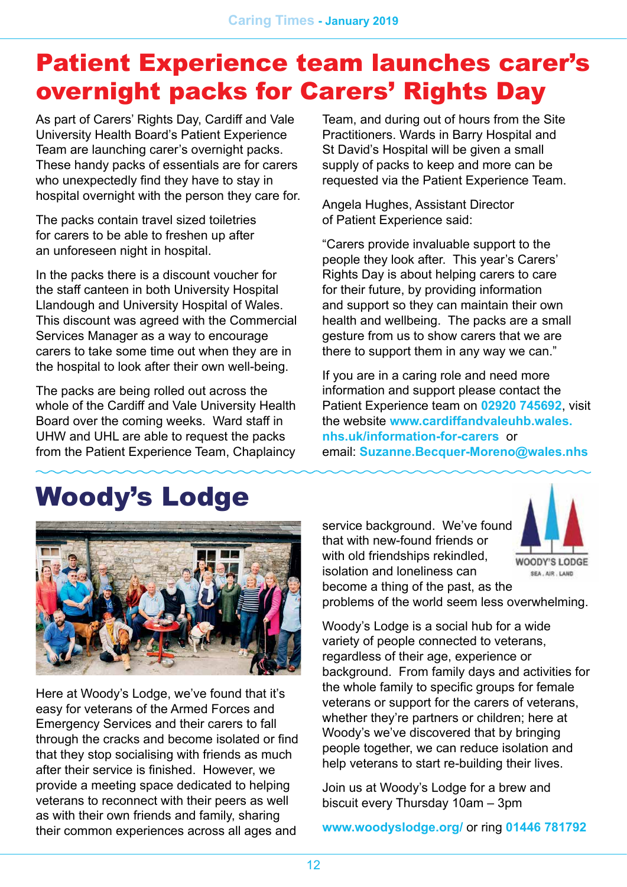# Patient Experience team launches carer's overnight packs for Carers' Rights Day

As part of Carers' Rights Day, Cardiff and Vale University Health Board's Patient Experience Team are launching carer's overnight packs. These handy packs of essentials are for carers who unexpectedly find they have to stay in hospital overnight with the person they care for.

The packs contain travel sized toiletries for carers to be able to freshen up after an unforeseen night in hospital.

In the packs there is a discount voucher for the staff canteen in both University Hospital Llandough and University Hospital of Wales. This discount was agreed with the Commercial Services Manager as a way to encourage carers to take some time out when they are in the hospital to look after their own well-being.

The packs are being rolled out across the whole of the Cardiff and Vale University Health Board over the coming weeks. Ward staff in UHW and UHL are able to request the packs from the Patient Experience Team, Chaplaincy Team, and during out of hours from the Site Practitioners. Wards in Barry Hospital and St David's Hospital will be given a small supply of packs to keep and more can be requested via the Patient Experience Team.

Angela Hughes, Assistant Director of Patient Experience said:

"Carers provide invaluable support to the people they look after. This year's Carers' Rights Day is about helping carers to care for their future, by providing information and support so they can maintain their own health and wellbeing. The packs are a small gesture from us to show carers that we are there to support them in any way we can."

If you are in a caring role and need more information and support please contact the Patient Experience team on **02920 745692**, visit the website **www.cardiffandvaleuhb.wales.nhs.uk/information-for-carers** or email: **Suzanne.Becquer-Moreno@wales.nhs**

# Woody's Lodge

Here at Woody's Lodge, we've found that it's easy for veterans of the Armed Forces and Emergency Services and their carers to fall through the cracks and become isolated or find that they stop socialising with friends as much after their service is finished. However, we provide a meeting space dedicated to helping veterans to reconnect with their peers as well as with their own friends and family, sharing their common experiences across all ages and service background. We've found that with new-found friends or with old friendships rekindled, isolation and loneliness can become a thing of the past, as the problems of the world seem less overwhelming.

Woody's Lodge is a social hub for a wide variety of people connected to veterans, regardless of their age, experience or background. From family days and activities for the whole family to specific groups for female veterans or support for the carers of veterans, whether they're partners or children; here at Woody's we've discovered that by bringing people together, we can reduce isolation and help veterans to start re-building their lives.

Join us at Woody's Lodge for a brew and biscuit every Thursday 10am – 3pm

**www.woodyslodge.org/** or ring **01446 781792**